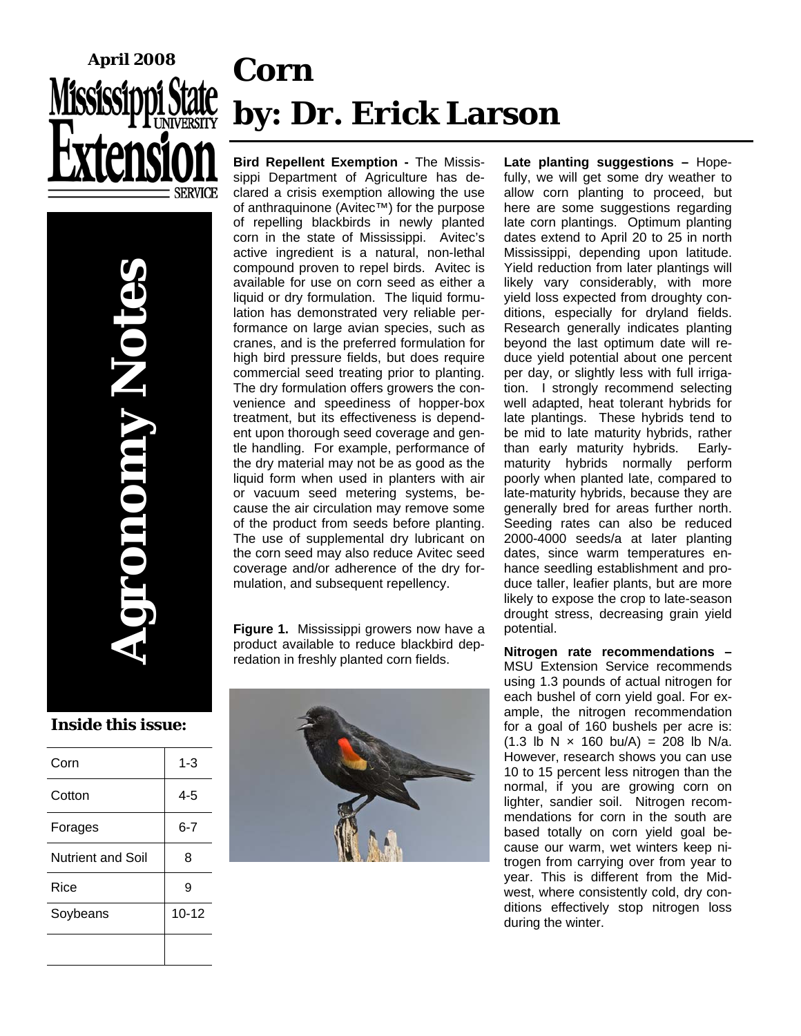April 2008

Mississippi State University Extension Service

# Agronomy Notes

**Inside this issue:**

| Corn | 1-3 |
|---|---|
| Cotton | 4-5 |
| Forages | 6-7 |
| Nutrient and Soil | 8 |
| Rice | 9 |
| Soybeans | 10-12 |

# Corn
# by: Dr. Erick Larson

**Bird Repellent Exemption -** The Mississippi Department of Agriculture has declared a crisis exemption allowing the use of anthraquinone (Avitec™) for the purpose of repelling blackbirds in newly planted corn in the state of Mississippi. Avitec's active ingredient is a natural, non-lethal compound proven to repel birds. Avitec is available for use on corn seed as either a liquid or dry formulation. The liquid formulation has demonstrated very reliable performance on large avian species, such as cranes, and is the preferred formulation for high bird pressure fields, but does require commercial seed treating prior to planting. The dry formulation offers growers the convenience and speediness of hopper-box treatment, but its effectiveness is dependent upon thorough seed coverage and gentle handling. For example, performance of the dry material may not be as good as the liquid form when used in planters with air or vacuum seed metering systems, because the air circulation may remove some of the product from seeds before planting. The use of supplemental dry lubricant on the corn seed may also reduce Avitec seed coverage and/or adherence of the dry formulation, and subsequent repellency.

**Figure 1.** Mississippi growers now have a product available to reduce blackbird depredation in freshly planted corn fields.

**Late planting suggestions –** Hopefully, we will get some dry weather to allow corn planting to proceed, but here are some suggestions regarding late corn plantings. Optimum planting dates extend to April 20 to 25 in north Mississippi, depending upon latitude. Yield reduction from later plantings will likely vary considerably, with more yield loss expected from droughty conditions, especially for dryland fields. Research generally indicates planting beyond the last optimum date will reduce yield potential about one percent per day, or slightly less with full irrigation. I strongly recommend selecting well adapted, heat tolerant hybrids for late plantings. These hybrids tend to be mid to late maturity hybrids, rather than early maturity hybrids. Early-maturity hybrids normally perform poorly when planted late, compared to late-maturity hybrids, because they are generally bred for areas further north. Seeding rates can also be reduced 2000-4000 seeds/a at later planting dates, since warm temperatures enhance seedling establishment and produce taller, leafier plants, but are more likely to expose the crop to late-season drought stress, decreasing grain yield potential.

**Nitrogen rate recommendations –** MSU Extension Service recommends using 1.3 pounds of actual nitrogen for each bushel of corn yield goal. For example, the nitrogen recommendation for a goal of 160 bushels per acre is: (1.3 lb N × 160 bu/A) = 208 lb N/a. However, research shows you can use 10 to 15 percent less nitrogen than the normal, if you are growing corn on lighter, sandier soil. Nitrogen recommendations for corn in the south are based totally on corn yield goal because our warm, wet winters keep nitrogen from carrying over from year to year. This is different from the Midwest, where consistently cold, dry conditions effectively stop nitrogen loss during the winter.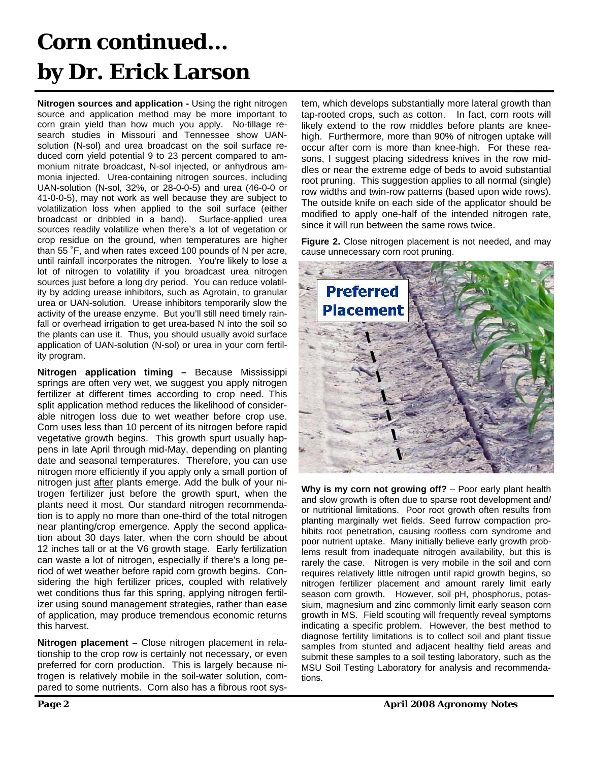# Corn continued... by Dr. Erick Larson

**Nitrogen sources and application -** Using the right nitrogen source and application method may be more important to corn grain yield than how much you apply. No-tillage research studies in Missouri and Tennessee show UAN-solution (N-sol) and urea broadcast on the soil surface reduced corn yield potential 9 to 23 percent compared to ammonium nitrate broadcast, N-sol injected, or anhydrous ammonia injected. Urea-containing nitrogen sources, including UAN-solution (N-sol, 32%, or 28-0-0-5) and urea (46-0-0 or 41-0-0-5), may not work as well because they are subject to volatilization loss when applied to the soil surface (either broadcast or dribbled in a band). Surface-applied urea sources readily volatilize when there's a lot of vegetation or crop residue on the ground, when temperatures are higher than 55 ˚F, and when rates exceed 100 pounds of N per acre, until rainfall incorporates the nitrogen. You're likely to lose a lot of nitrogen to volatility if you broadcast urea nitrogen sources just before a long dry period. You can reduce volatility by adding urease inhibitors, such as Agrotain, to granular urea or UAN-solution. Urease inhibitors temporarily slow the activity of the urease enzyme. But you'll still need timely rainfall or overhead irrigation to get urea-based N into the soil so the plants can use it. Thus, you should usually avoid surface application of UAN-solution (N-sol) or urea in your corn fertility program.

**Nitrogen application timing –** Because Mississippi springs are often very wet, we suggest you apply nitrogen fertilizer at different times according to crop need. This split application method reduces the likelihood of considerable nitrogen loss due to wet weather before crop use. Corn uses less than 10 percent of its nitrogen before rapid vegetative growth begins. This growth spurt usually happens in late April through mid-May, depending on planting date and seasonal temperatures. Therefore, you can use nitrogen more efficiently if you apply only a small portion of nitrogen just <u>after</u> plants emerge. Add the bulk of your nitrogen fertilizer just before the growth spurt, when the plants need it most. Our standard nitrogen recommendation is to apply no more than one-third of the total nitrogen near planting/crop emergence. Apply the second application about 30 days later, when the corn should be about 12 inches tall or at the V6 growth stage. Early fertilization can waste a lot of nitrogen, especially if there's a long period of wet weather before rapid corn growth begins. Considering the high fertilizer prices, coupled with relatively wet conditions thus far this spring, applying nitrogen fertilizer using sound management strategies, rather than ease of application, may produce tremendous economic returns this harvest.

**Nitrogen placement –** Close nitrogen placement in relationship to the crop row is certainly not necessary, or even preferred for corn production. This is largely because nitrogen is relatively mobile in the soil-water solution, compared to some nutrients. Corn also has a fibrous root system, which develops substantially more lateral growth than tap-rooted crops, such as cotton. In fact, corn roots will likely extend to the row middles before plants are knee-high. Furthermore, more than 90% of nitrogen uptake will occur after corn is more than knee-high. For these reasons, I suggest placing sidedress knives in the row middles or near the extreme edge of beds to avoid substantial root pruning. This suggestion applies to all normal (single) row widths and twin-row patterns (based upon wide rows). The outside knife on each side of the applicator should be modified to apply one-half of the intended nitrogen rate, since it will run between the same rows twice.

**Figure 2.** Close nitrogen placement is not needed, and may cause unnecessary corn root pruning.

**Why is my corn not growing off?** – Poor early plant health and slow growth is often due to sparse root development and/or nutritional limitations. Poor root growth often results from planting marginally wet fields. Seed furrow compaction prohibits root penetration, causing rootless corn syndrome and poor nutrient uptake. Many initially believe early growth problems result from inadequate nitrogen availability, but this is rarely the case. Nitrogen is very mobile in the soil and corn requires relatively little nitrogen until rapid growth begins, so nitrogen fertilizer placement and amount rarely limit early season corn growth. However, soil pH, phosphorus, potassium, magnesium and zinc commonly limit early season corn growth in MS. Field scouting will frequently reveal symptoms indicating a specific problem. However, the best method to diagnose fertility limitations is to collect soil and plant tissue samples from stunted and adjacent healthy field areas and submit these samples to a soil testing laboratory, such as the MSU Soil Testing Laboratory for analysis and recommendations.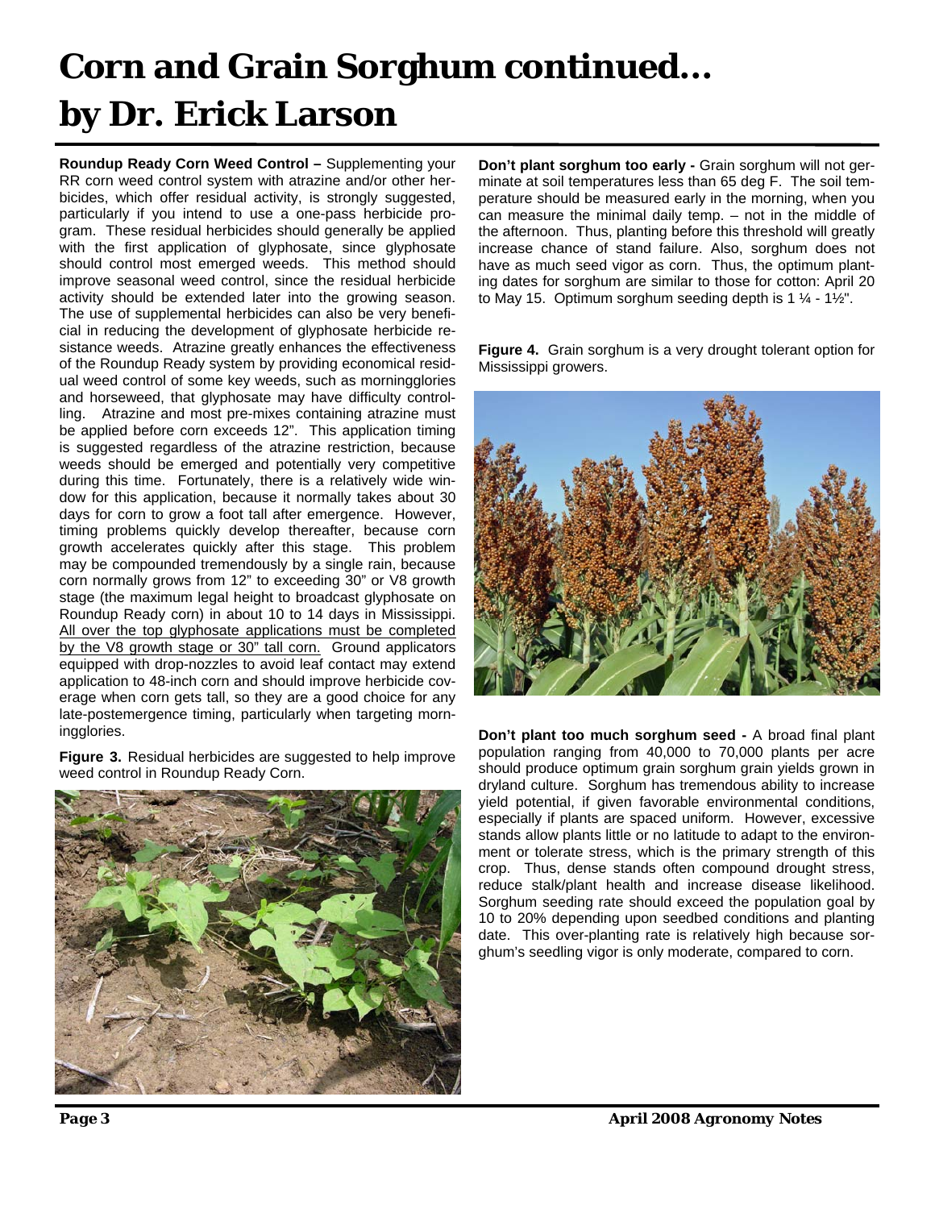# Corn and Grain Sorghum continued... by Dr. Erick Larson

**Roundup Ready Corn Weed Control –** Supplementing your RR corn weed control system with atrazine and/or other herbicides, which offer residual activity, is strongly suggested, particularly if you intend to use a one-pass herbicide program. These residual herbicides should generally be applied with the first application of glyphosate, since glyphosate should control most emerged weeds. This method should improve seasonal weed control, since the residual herbicide activity should be extended later into the growing season. The use of supplemental herbicides can also be very beneficial in reducing the development of glyphosate herbicide resistance weeds. Atrazine greatly enhances the effectiveness of the Roundup Ready system by providing economical residual weed control of some key weeds, such as morningglories and horseweed, that glyphosate may have difficulty controlling. Atrazine and most pre-mixes containing atrazine must be applied before corn exceeds 12". This application timing is suggested regardless of the atrazine restriction, because weeds should be emerged and potentially very competitive during this time. Fortunately, there is a relatively wide window for this application, because it normally takes about 30 days for corn to grow a foot tall after emergence. However, timing problems quickly develop thereafter, because corn growth accelerates quickly after this stage. This problem may be compounded tremendously by a single rain, because corn normally grows from 12" to exceeding 30" or V8 growth stage (the maximum legal height to broadcast glyphosate on Roundup Ready corn) in about 10 to 14 days in Mississippi. <u>All over the top glyphosate applications must be completed by the V8 growth stage or 30" tall corn.</u> Ground applicators equipped with drop-nozzles to avoid leaf contact may extend application to 48-inch corn and should improve herbicide coverage when corn gets tall, so they are a good choice for any late-postemergence timing, particularly when targeting morningglories.

**Figure 3.** Residual herbicides are suggested to help improve weed control in Roundup Ready Corn.

**Don't plant sorghum too early -** Grain sorghum will not germinate at soil temperatures less than 65 deg F. The soil temperature should be measured early in the morning, when you can measure the minimal daily temp. – not in the middle of the afternoon. Thus, planting before this threshold will greatly increase chance of stand failure. Also, sorghum does not have as much seed vigor as corn. Thus, the optimum planting dates for sorghum are similar to those for cotton: April 20 to May 15. Optimum sorghum seeding depth is 1 ¼ - 1½".

**Figure 4.** Grain sorghum is a very drought tolerant option for Mississippi growers.

**Don't plant too much sorghum seed -** A broad final plant population ranging from 40,000 to 70,000 plants per acre should produce optimum grain sorghum grain yields grown in dryland culture. Sorghum has tremendous ability to increase yield potential, if given favorable environmental conditions, especially if plants are spaced uniform. However, excessive stands allow plants little or no latitude to adapt to the environment or tolerate stress, which is the primary strength of this crop. Thus, dense stands often compound drought stress, reduce stalk/plant health and increase disease likelihood. Sorghum seeding rate should exceed the population goal by 10 to 20% depending upon seedbed conditions and planting date. This over-planting rate is relatively high because sorghum's seedling vigor is only moderate, compared to corn.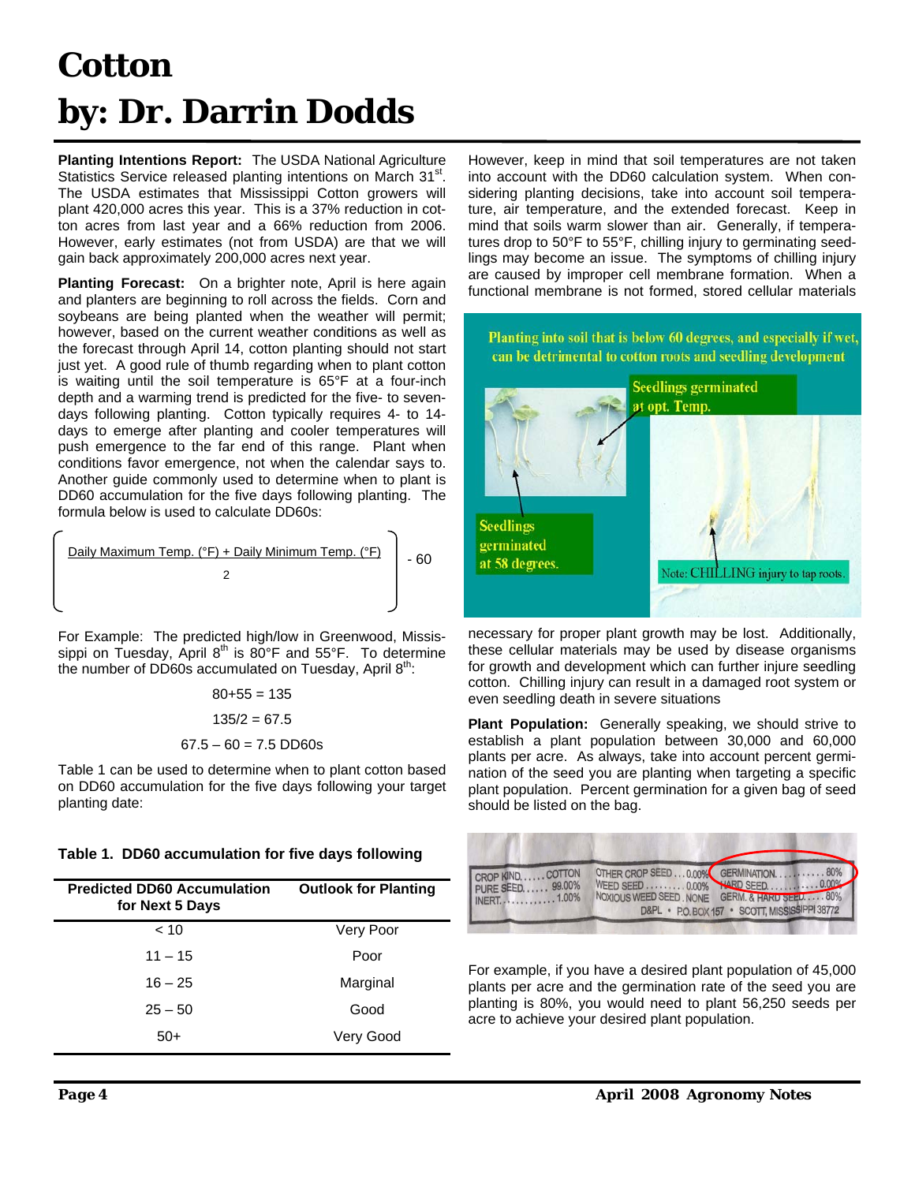# Cotton

# by: Dr. Darrin Dodds

**Planting Intentions Report:** The USDA National Agriculture Statistics Service released planting intentions on March 31st. The USDA estimates that Mississippi Cotton growers will plant 420,000 acres this year. This is a 37% reduction in cotton acres from last year and a 66% reduction from 2006. However, early estimates (not from USDA) are that we will gain back approximately 200,000 acres next year.

**Planting Forecast:** On a brighter note, April is here again and planters are beginning to roll across the fields. Corn and soybeans are being planted when the weather will permit; however, based on the current weather conditions as well as the forecast through April 14, cotton planting should not start just yet. A good rule of thumb regarding when to plant cotton is waiting until the soil temperature is 65°F at a four-inch depth and a warming trend is predicted for the five- to seven-days following planting. Cotton typically requires 4- to 14-days to emerge after planting and cooler temperatures will push emergence to the far end of this range. Plant when conditions favor emergence, not when the calendar says to. Another guide commonly used to determine when to plant is DD60 accumulation for the five days following planting. The formula below is used to calculate DD60s:

$$\left( \frac{\text{Daily Maximum Temp. (°F)} + \text{Daily Minimum Temp. (°F)}}{2} \right) - 60$$

For Example: The predicted high/low in Greenwood, Mississippi on Tuesday, April 8th is 80°F and 55°F. To determine the number of DD60s accumulated on Tuesday, April 8th:

$$80+55 = 135$$

$$135/2 = 67.5$$

$$67.5 - 60 = 7.5 \text{ DD60s}$$

Table 1 can be used to determine when to plant cotton based on DD60 accumulation for the five days following your target planting date:

**Table 1. DD60 accumulation for five days following**

| Predicted DD60 Accumulation for Next 5 Days | Outlook for Planting |
|---|---|
| < 10 | Very Poor |
| 11 – 15 | Poor |
| 16 – 25 | Marginal |
| 25 – 50 | Good |
| 50+ | Very Good |

However, keep in mind that soil temperatures are not taken into account with the DD60 calculation system. When considering planting decisions, take into account soil temperature, air temperature, and the extended forecast. Keep in mind that soils warm slower than air. Generally, if temperatures drop to 50°F to 55°F, chilling injury to germinating seedlings may become an issue. The symptoms of chilling injury are caused by improper cell membrane formation. When a functional membrane is not formed, stored cellular materials necessary for proper plant growth may be lost. Additionally, these cellular materials may be used by disease organisms for growth and development which can further injure seedling cotton. Chilling injury can result in a damaged root system or even seedling death in severe situations

Planting into soil that is below 60 degrees, and especially if wet, can be detrimental to cotton roots and seedling development

Seedlings germinated at opt. Temp.

Seedlings germinated at 58 degrees.

Note: CHILLING injury to tap roots.

**Plant Population:** Generally speaking, we should strive to establish a plant population between 30,000 and 60,000 plants per acre. As always, take into account percent germination of the seed you are planting when targeting a specific plant population. Percent germination for a given bag of seed should be listed on the bag.

CROP KIND...... COTTON | PURE SEED...... 99.00% | INERT............ 1.00% | OTHER CROP SEED.... 0.00% | WEED SEED.......... 0.00% | NOXIOUS WEED SEED. NONE | GERMINATION.......... 80% | HARD SEED.......... 0.00% | GERM. & HARD SEED..... 80% | D&PL • P.O. BOX 157 • SCOTT, MISSISSIPPI 38772

For example, if you have a desired plant population of 45,000 plants per acre and the germination rate of the seed you are planting is 80%, you would need to plant 56,250 seeds per acre to achieve your desired plant population.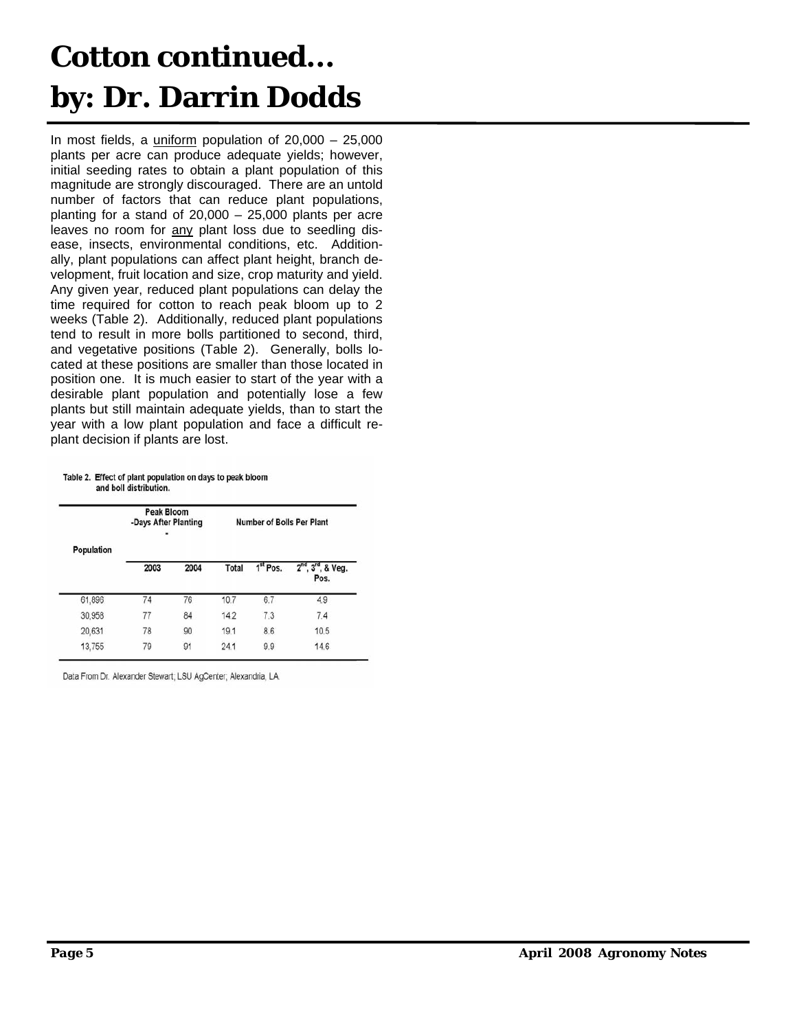# Cotton continued…
# by: Dr. Darrin Dodds

In most fields, a uniform population of 20,000 – 25,000 plants per acre can produce adequate yields; however, initial seeding rates to obtain a plant population of this magnitude are strongly discouraged. There are an untold number of factors that can reduce plant populations, planting for a stand of 20,000 – 25,000 plants per acre leaves no room for any plant loss due to seedling disease, insects, environmental conditions, etc. Additionally, plant populations can affect plant height, branch development, fruit location and size, crop maturity and yield. Any given year, reduced plant populations can delay the time required for cotton to reach peak bloom up to 2 weeks (Table 2). Additionally, reduced plant populations tend to result in more bolls partitioned to second, third, and vegetative positions (Table 2). Generally, bolls located at these positions are smaller than those located in position one. It is much easier to start of the year with a desirable plant population and potentially lose a few plants but still maintain adequate yields, than to start the year with a low plant population and face a difficult replant decision if plants are lost.

Table 2. Effect of plant population on days to peak bloom and boll distribution.

| Population | Peak Bloom -Days After Planting | | Number of Bolls Per Plant | | |
|---|---|---|---|---|---|
| | 2003 | 2004 | Total | 1st Pos. | 2nd, 3rd, & Veg. Pos. |
| 61,896 | 74 | 76 | 10.7 | 6.7 | 4.9 |
| 30,958 | 77 | 84 | 14.2 | 7.3 | 7.4 |
| 20,631 | 78 | 90 | 19.1 | 8.6 | 10.5 |
| 13,755 | 79 | 91 | 24.1 | 9.9 | 14.6 |

Data From Dr. Alexander Stewart; LSU AgCenter; Alexandria, LA.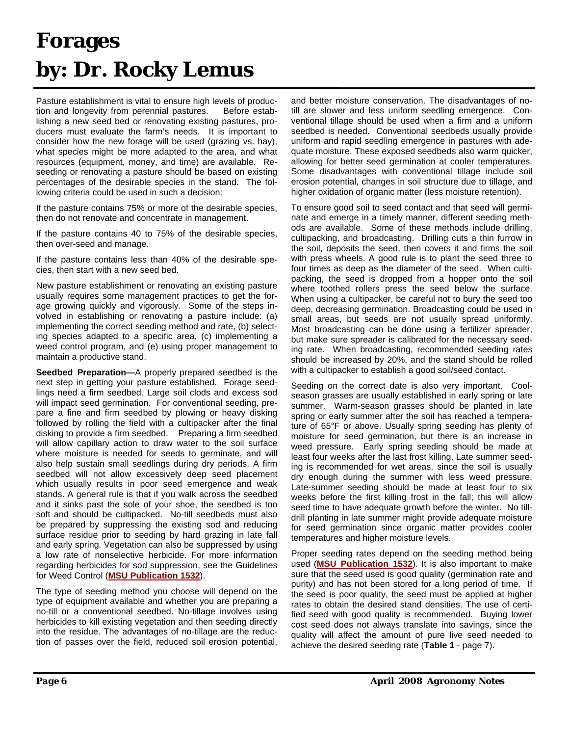# Forages

# by: Dr. Rocky Lemus

Pasture establishment is vital to ensure high levels of production and longevity from perennial pastures. Before establishing a new seed bed or renovating existing pastures, producers must evaluate the farm's needs. It is important to consider how the new forage will be used (grazing vs. hay), what species might be more adapted to the area, and what resources (equipment, money, and time) are available. Reseeding or renovating a pasture should be based on existing percentages of the desirable species in the stand. The following criteria could be used in such a decision:

If the pasture contains 75% or more of the desirable species, then do not renovate and concentrate in management.

If the pasture contains 40 to 75% of the desirable species, then over-seed and manage.

If the pasture contains less than 40% of the desirable species, then start with a new seed bed.

New pasture establishment or renovating an existing pasture usually requires some management practices to get the forage growing quickly and vigorously. Some of the steps involved in establishing or renovating a pasture include: (a) implementing the correct seeding method and rate, (b) selecting species adapted to a specific area, (c) implementing a weed control program, and (e) using proper management to maintain a productive stand.

**Seedbed Preparation—**A properly prepared seedbed is the next step in getting your pasture established. Forage seedlings need a firm seedbed. Large soil clods and excess sod will impact seed germination. For conventional seeding, prepare a fine and firm seedbed by plowing or heavy disking followed by rolling the field with a cultipacker after the final disking to provide a firm seedbed. Preparing a firm seedbed will allow capillary action to draw water to the soil surface where moisture is needed for seeds to germinate, and will also help sustain small seedlings during dry periods. A firm seedbed will not allow excessively deep seed placement which usually results in poor seed emergence and weak stands. A general rule is that if you walk across the seedbed and it sinks past the sole of your shoe, the seedbed is too soft and should be cultipacked. No-till seedbeds must also be prepared by suppressing the existing sod and reducing surface residue prior to seeding by hard grazing in late fall and early spring. Vegetation can also be suppressed by using a low rate of nonselective herbicide. For more information regarding herbicides for sod suppression, see the Guidelines for Weed Control (**MSU Publication 1532**).

The type of seeding method you choose will depend on the type of equipment available and whether you are preparing a no-till or a conventional seedbed. No-tillage involves using herbicides to kill existing vegetation and then seeding directly into the residue. The advantages of no-tillage are the reduction of passes over the field, reduced soil erosion potential, and better moisture conservation. The disadvantages of no-till are slower and less uniform seedling emergence. Conventional tillage should be used when a firm and a uniform seedbed is needed. Conventional seedbeds usually provide uniform and rapid seedling emergence in pastures with adequate moisture. These exposed seedbeds also warm quicker, allowing for better seed germination at cooler temperatures. Some disadvantages with conventional tillage include soil erosion potential, changes in soil structure due to tillage, and higher oxidation of organic matter (less moisture retention).

To ensure good soil to seed contact and that seed will germinate and emerge in a timely manner, different seeding methods are available. Some of these methods include drilling, cultipacking, and broadcasting. Drilling cuts a thin furrow in the soil, deposits the seed, then covers it and firms the soil with press wheels. A good rule is to plant the seed three to four times as deep as the diameter of the seed. When cultipacking, the seed is dropped from a hopper onto the soil where toothed rollers press the seed below the surface. When using a cultipacker, be careful not to bury the seed too deep, decreasing germination. Broadcasting could be used in small areas, but seeds are not usually spread uniformly. Most broadcasting can be done using a fertilizer spreader, but make sure spreader is calibrated for the necessary seeding rate. When broadcasting, recommended seeding rates should be increased by 20%, and the stand should be rolled with a cultipacker to establish a good soil/seed contact.

Seeding on the correct date is also very important. Cool-season grasses are usually established in early spring or late summer. Warm-season grasses should be planted in late spring or early summer after the soil has reached a temperature of 65°F or above. Usually spring seeding has plenty of moisture for seed germination, but there is an increase in weed pressure. Early spring seeding should be made at least four weeks after the last frost killing. Late summer seeding is recommended for wet areas, since the soil is usually dry enough during the summer with less weed pressure. Late-summer seeding should be made at least four to six weeks before the first killing frost in the fall; this will allow seed time to have adequate growth before the winter. No till-drill planting in late summer might provide adequate moisture for seed germination since organic matter provides cooler temperatures and higher moisture levels.

Proper seeding rates depend on the seeding method being used (**MSU Publication 1532**). It is also important to make sure that the seed used is good quality (germination rate and purity) and has not been stored for a long period of time. If the seed is poor quality, the seed must be applied at higher rates to obtain the desired stand densities. The use of certified seed with good quality is recommended. Buying lower cost seed does not always translate into savings, since the quality will affect the amount of pure live seed needed to achieve the desired seeding rate (**Table 1** - page 7).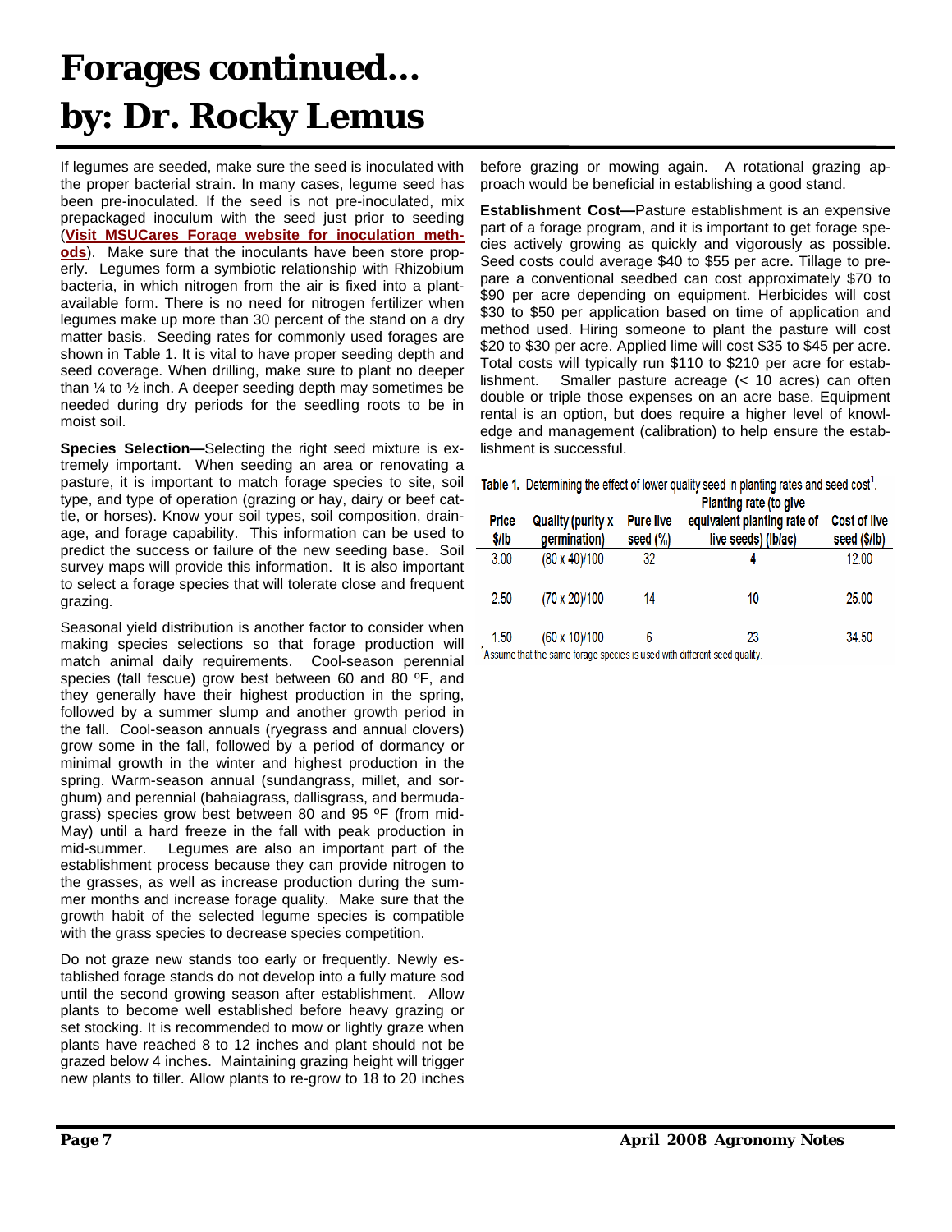# Forages continued… by: Dr. Rocky Lemus

If legumes are seeded, make sure the seed is inoculated with the proper bacterial strain. In many cases, legume seed has been pre-inoculated. If the seed is not pre-inoculated, mix prepackaged inoculum with the seed just prior to seeding (**Visit MSUCares Forage website for inoculation methods**). Make sure that the inoculants have been store properly. Legumes form a symbiotic relationship with Rhizobium bacteria, in which nitrogen from the air is fixed into a plant-available form. There is no need for nitrogen fertilizer when legumes make up more than 30 percent of the stand on a dry matter basis. Seeding rates for commonly used forages are shown in Table 1. It is vital to have proper seeding depth and seed coverage. When drilling, make sure to plant no deeper than ¼ to ½ inch. A deeper seeding depth may sometimes be needed during dry periods for the seedling roots to be in moist soil.

**Species Selection—**Selecting the right seed mixture is extremely important. When seeding an area or renovating a pasture, it is important to match forage species to site, soil type, and type of operation (grazing or hay, dairy or beef cattle, or horses). Know your soil types, soil composition, drainage, and forage capability. This information can be used to predict the success or failure of the new seeding base. Soil survey maps will provide this information. It is also important to select a forage species that will tolerate close and frequent grazing.

Seasonal yield distribution is another factor to consider when making species selections so that forage production will match animal daily requirements. Cool-season perennial species (tall fescue) grow best between 60 and 80 ºF, and they generally have their highest production in the spring, followed by a summer slump and another growth period in the fall. Cool-season annuals (ryegrass and annual clovers) grow some in the fall, followed by a period of dormancy or minimal growth in the winter and highest production in the spring. Warm-season annual (sundangrass, millet, and sorghum) and perennial (bahaiagrass, dallisgrass, and bermudagrass) species grow best between 80 and 95 ºF (from mid-May) until a hard freeze in the fall with peak production in mid-summer. Legumes are also an important part of the establishment process because they can provide nitrogen to the grasses, as well as increase production during the summer months and increase forage quality. Make sure that the growth habit of the selected legume species is compatible with the grass species to decrease species competition.

Do not graze new stands too early or frequently. Newly established forage stands do not develop into a fully mature sod until the second growing season after establishment. Allow plants to become well established before heavy grazing or set stocking. It is recommended to mow or lightly graze when plants have reached 8 to 12 inches and plant should not be grazed below 4 inches. Maintaining grazing height will trigger new plants to tiller. Allow plants to re-grow to 18 to 20 inches before grazing or mowing again. A rotational grazing approach would be beneficial in establishing a good stand.

**Establishment Cost—**Pasture establishment is an expensive part of a forage program, and it is important to get forage species actively growing as quickly and vigorously as possible. Seed costs could average $40 to $55 per acre. Tillage to prepare a conventional seedbed can cost approximately $70 to $90 per acre depending on equipment. Herbicides will cost $30 to $50 per application based on time of application and method used. Hiring someone to plant the pasture will cost $20 to $30 per acre. Applied lime will cost $35 to $45 per acre. Total costs will typically run $110 to $210 per acre for establishment. Smaller pasture acreage (< 10 acres) can often double or triple those expenses on an acre base. Equipment rental is an option, but does require a higher level of knowledge and management (calibration) to help ensure the establishment is successful.

**Table 1.** Determining the effect of lower quality seed in planting rates and seed cost[1].

| Price $/lb | Quality (purity x germination) | Pure live seed (%) | Planting rate (to give equivalent planting rate of live seeds) (lb/ac) | Cost of live seed ($/lb) |
|---|---|---|---|---|
| 3.00 | (80 x 40)/100 | 32 | 4 | 12.00 |
| 2.50 | (70 x 20)/100 | 14 | 10 | 25.00 |
| 1.50 | (60 x 10)/100 | 6 | 23 | 34.50 |

[1]Assume that the same forage species is used with different seed quality.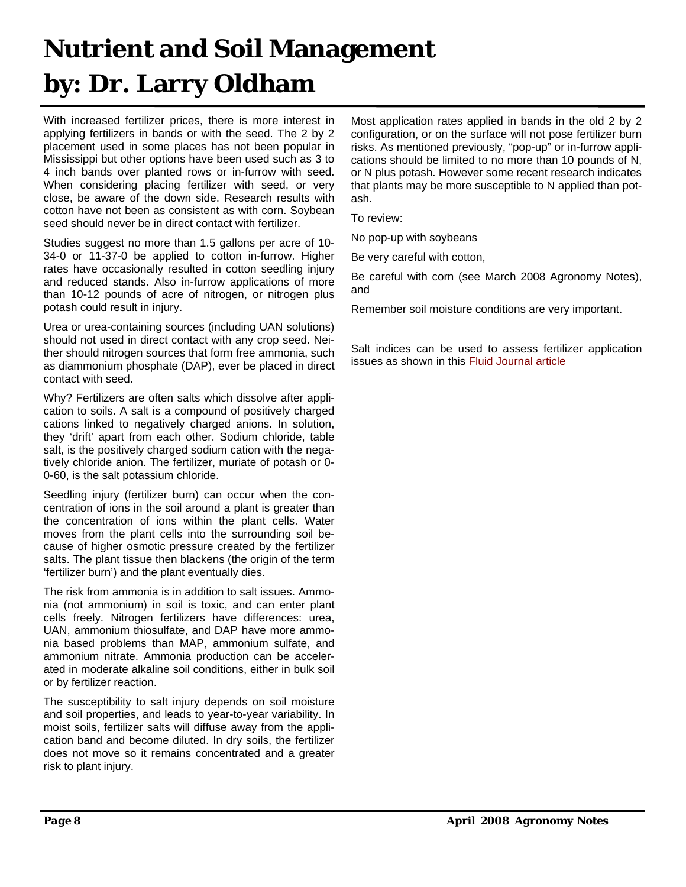# Nutrient and Soil Management by: Dr. Larry Oldham

With increased fertilizer prices, there is more interest in applying fertilizers in bands or with the seed. The 2 by 2 placement used in some places has not been popular in Mississippi but other options have been used such as 3 to 4 inch bands over planted rows or in-furrow with seed. When considering placing fertilizer with seed, or very close, be aware of the down side. Research results with cotton have not been as consistent as with corn. Soybean seed should never be in direct contact with fertilizer.

Studies suggest no more than 1.5 gallons per acre of 10-34-0 or 11-37-0 be applied to cotton in-furrow. Higher rates have occasionally resulted in cotton seedling injury and reduced stands. Also in-furrow applications of more than 10-12 pounds of acre of nitrogen, or nitrogen plus potash could result in injury.

Urea or urea-containing sources (including UAN solutions) should not used in direct contact with any crop seed. Neither should nitrogen sources that form free ammonia, such as diammonium phosphate (DAP), ever be placed in direct contact with seed.

Why? Fertilizers are often salts which dissolve after application to soils. A salt is a compound of positively charged cations linked to negatively charged anions. In solution, they 'drift' apart from each other. Sodium chloride, table salt, is the positively charged sodium cation with the negatively chloride anion. The fertilizer, muriate of potash or 0-0-60, is the salt potassium chloride.

Seedling injury (fertilizer burn) can occur when the concentration of ions in the soil around a plant is greater than the concentration of ions within the plant cells. Water moves from the plant cells into the surrounding soil because of higher osmotic pressure created by the fertilizer salts. The plant tissue then blackens (the origin of the term 'fertilizer burn') and the plant eventually dies.

The risk from ammonia is in addition to salt issues. Ammonia (not ammonium) in soil is toxic, and can enter plant cells freely. Nitrogen fertilizers have differences: urea, UAN, ammonium thiosulfate, and DAP have more ammonia based problems than MAP, ammonium sulfate, and ammonium nitrate. Ammonia production can be accelerated in moderate alkaline soil conditions, either in bulk soil or by fertilizer reaction.

The susceptibility to salt injury depends on soil moisture and soil properties, and leads to year-to-year variability. In moist soils, fertilizer salts will diffuse away from the application band and become diluted. In dry soils, the fertilizer does not move so it remains concentrated and a greater risk to plant injury.

Most application rates applied in bands in the old 2 by 2 configuration, or on the surface will not pose fertilizer burn risks. As mentioned previously, "pop-up" or in-furrow applications should be limited to no more than 10 pounds of N, or N plus potash. However some recent research indicates that plants may be more susceptible to N applied than potash.

To review:

No pop-up with soybeans

Be very careful with cotton,

Be careful with corn (see March 2008 Agronomy Notes), and

Remember soil moisture conditions are very important.

Salt indices can be used to assess fertilizer application issues as shown in this Fluid Journal article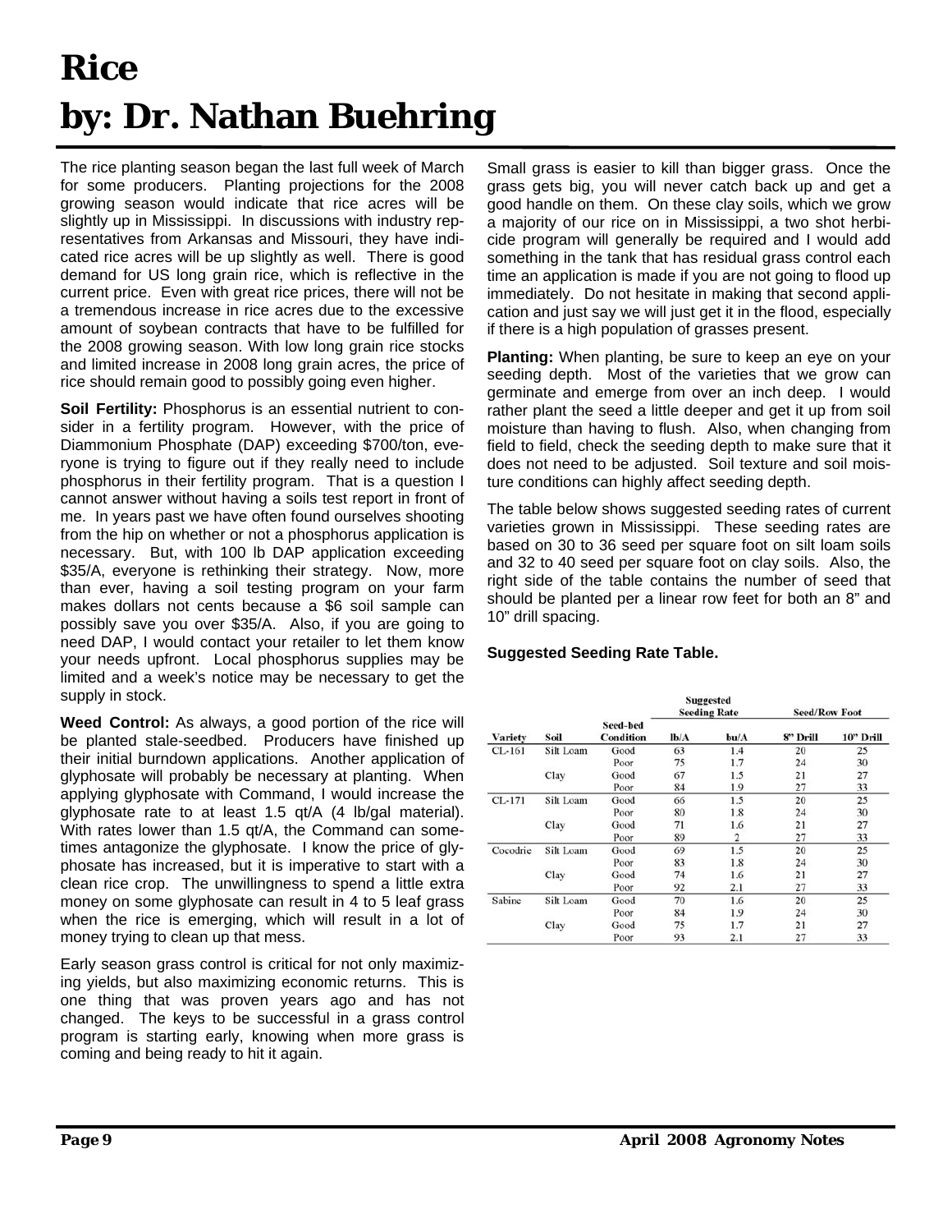# Rice
# by: Dr. Nathan Buehring

The rice planting season began the last full week of March for some producers. Planting projections for the 2008 growing season would indicate that rice acres will be slightly up in Mississippi. In discussions with industry representatives from Arkansas and Missouri, they have indicated rice acres will be up slightly as well. There is good demand for US long grain rice, which is reflective in the current price. Even with great rice prices, there will not be a tremendous increase in rice acres due to the excessive amount of soybean contracts that have to be fulfilled for the 2008 growing season. With low long grain rice stocks and limited increase in 2008 long grain acres, the price of rice should remain good to possibly going even higher.

**Soil Fertility:** Phosphorus is an essential nutrient to consider in a fertility program. However, with the price of Diammonium Phosphate (DAP) exceeding $700/ton, everyone is trying to figure out if they really need to include phosphorus in their fertility program. That is a question I cannot answer without having a soils test report in front of me. In years past we have often found ourselves shooting from the hip on whether or not a phosphorus application is necessary. But, with 100 lb DAP application exceeding $35/A, everyone is rethinking their strategy. Now, more than ever, having a soil testing program on your farm makes dollars not cents because a $6 soil sample can possibly save you over $35/A. Also, if you are going to need DAP, I would contact your retailer to let them know your needs upfront. Local phosphorus supplies may be limited and a week's notice may be necessary to get the supply in stock.

**Weed Control:** As always, a good portion of the rice will be planted stale-seedbed. Producers have finished up their initial burndown applications. Another application of glyphosate will probably be necessary at planting. When applying glyphosate with Command, I would increase the glyphosate rate to at least 1.5 qt/A (4 lb/gal material). With rates lower than 1.5 qt/A, the Command can sometimes antagonize the glyphosate. I know the price of glyphosate has increased, but it is imperative to start with a clean rice crop. The unwillingness to spend a little extra money on some glyphosate can result in 4 to 5 leaf grass when the rice is emerging, which will result in a lot of money trying to clean up that mess.

Early season grass control is critical for not only maximizing yields, but also maximizing economic returns. This is one thing that was proven years ago and has not changed. The keys to be successful in a grass control program is starting early, knowing when more grass is coming and being ready to hit it again.

Small grass is easier to kill than bigger grass. Once the grass gets big, you will never catch back up and get a good handle on them. On these clay soils, which we grow a majority of our rice on in Mississippi, a two shot herbicide program will generally be required and I would add something in the tank that has residual grass control each time an application is made if you are not going to flood up immediately. Do not hesitate in making that second application and just say we will just get it in the flood, especially if there is a high population of grasses present.

**Planting:** When planting, be sure to keep an eye on your seeding depth. Most of the varieties that we grow can germinate and emerge from over an inch deep. I would rather plant the seed a little deeper and get it up from soil moisture than having to flush. Also, when changing from field to field, check the seeding depth to make sure that it does not need to be adjusted. Soil texture and soil moisture conditions can highly affect seeding depth.

The table below shows suggested seeding rates of current varieties grown in Mississippi. These seeding rates are based on 30 to 36 seed per square foot on silt loam soils and 32 to 40 seed per square foot on clay soils. Also, the right side of the table contains the number of seed that should be planted per a linear row feet for both an 8" and 10" drill spacing.

**Suggested Seeding Rate Table.**

| | | | Suggested Seeding Rate | | Seed/Row Foot | |
|---|---|---|---|---|---|---|
| Variety | Soil | Seed-bed Condition | lb/A | bu/A | 8" Drill | 10" Drill |
| CL-161 | Silt Loam | Good | 63 | 1.4 | 20 | 25 |
| | | Poor | 75 | 1.7 | 24 | 30 |
| | Clay | Good | 67 | 1.5 | 21 | 27 |
| | | Poor | 84 | 1.9 | 27 | 33 |
| CL-171 | Silt Loam | Good | 66 | 1.5 | 20 | 25 |
| | | Poor | 80 | 1.8 | 24 | 30 |
| | Clay | Good | 71 | 1.6 | 21 | 27 |
| | | Poor | 89 | 2 | 27 | 33 |
| Cocodrie | Silt Loam | Good | 69 | 1.5 | 20 | 25 |
| | | Poor | 83 | 1.8 | 24 | 30 |
| | Clay | Good | 74 | 1.6 | 21 | 27 |
| | | Poor | 92 | 2.1 | 27 | 33 |
| Sabine | Silt Loam | Good | 70 | 1.6 | 20 | 25 |
| | | Poor | 84 | 1.9 | 24 | 30 |
| | Clay | Good | 75 | 1.7 | 21 | 27 |
| | | Poor | 93 | 2.1 | 27 | 33 |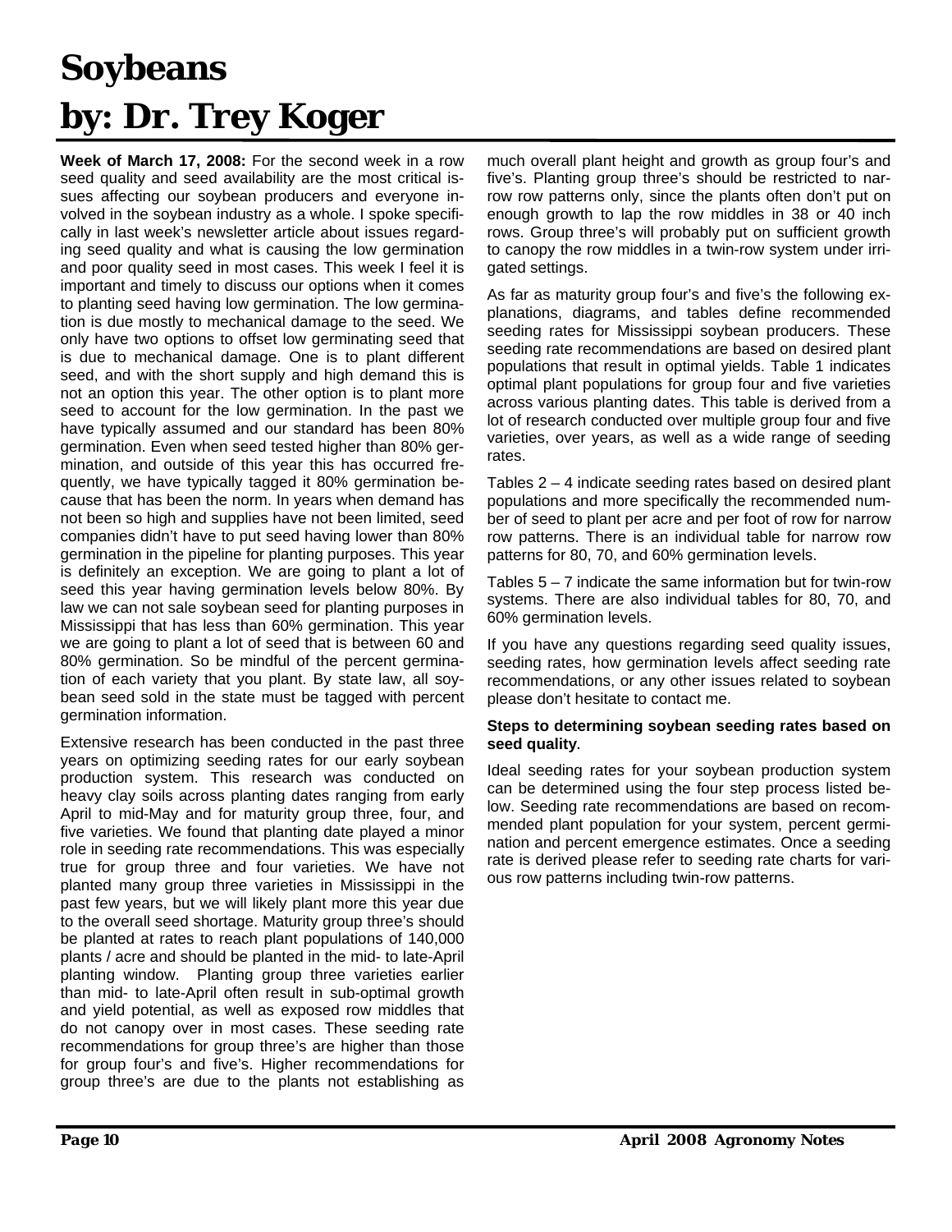# Soybeans
# by: Dr. Trey Koger

**Week of March 17, 2008:** For the second week in a row seed quality and seed availability are the most critical issues affecting our soybean producers and everyone involved in the soybean industry as a whole. I spoke specifically in last week's newsletter article about issues regarding seed quality and what is causing the low germination and poor quality seed in most cases. This week I feel it is important and timely to discuss our options when it comes to planting seed having low germination. The low germination is due mostly to mechanical damage to the seed. We only have two options to offset low germinating seed that is due to mechanical damage. One is to plant different seed, and with the short supply and high demand this is not an option this year. The other option is to plant more seed to account for the low germination. In the past we have typically assumed and our standard has been 80% germination. Even when seed tested higher than 80% germination, and outside of this year this has occurred frequently, we have typically tagged it 80% germination because that has been the norm. In years when demand has not been so high and supplies have not been limited, seed companies didn't have to put seed having lower than 80% germination in the pipeline for planting purposes. This year is definitely an exception. We are going to plant a lot of seed this year having germination levels below 80%. By law we can not sale soybean seed for planting purposes in Mississippi that has less than 60% germination. This year we are going to plant a lot of seed that is between 60 and 80% germination. So be mindful of the percent germination of each variety that you plant. By state law, all soybean seed sold in the state must be tagged with percent germination information.

Extensive research has been conducted in the past three years on optimizing seeding rates for our early soybean production system. This research was conducted on heavy clay soils across planting dates ranging from early April to mid-May and for maturity group three, four, and five varieties. We found that planting date played a minor role in seeding rate recommendations. This was especially true for group three and four varieties. We have not planted many group three varieties in Mississippi in the past few years, but we will likely plant more this year due to the overall seed shortage. Maturity group three's should be planted at rates to reach plant populations of 140,000 plants / acre and should be planted in the mid- to late-April planting window. Planting group three varieties earlier than mid- to late-April often result in sub-optimal growth and yield potential, as well as exposed row middles that do not canopy over in most cases. These seeding rate recommendations for group three's are higher than those for group four's and five's. Higher recommendations for group three's are due to the plants not establishing as much overall plant height and growth as group four's and five's. Planting group three's should be restricted to narrow row patterns only, since the plants often don't put on enough growth to lap the row middles in 38 or 40 inch rows. Group three's will probably put on sufficient growth to canopy the row middles in a twin-row system under irrigated settings.

As far as maturity group four's and five's the following explanations, diagrams, and tables define recommended seeding rates for Mississippi soybean producers. These seeding rate recommendations are based on desired plant populations that result in optimal yields. Table 1 indicates optimal plant populations for group four and five varieties across various planting dates. This table is derived from a lot of research conducted over multiple group four and five varieties, over years, as well as a wide range of seeding rates.

Tables 2 – 4 indicate seeding rates based on desired plant populations and more specifically the recommended number of seed to plant per acre and per foot of row for narrow row patterns. There is an individual table for narrow row patterns for 80, 70, and 60% germination levels.

Tables 5 – 7 indicate the same information but for twin-row systems. There are also individual tables for 80, 70, and 60% germination levels.

If you have any questions regarding seed quality issues, seeding rates, how germination levels affect seeding rate recommendations, or any other issues related to soybean please don't hesitate to contact me.

**Steps to determining soybean seeding rates based on seed quality.**

Ideal seeding rates for your soybean production system can be determined using the four step process listed below. Seeding rate recommendations are based on recommended plant population for your system, percent germination and percent emergence estimates. Once a seeding rate is derived please refer to seeding rate charts for various row patterns including twin-row patterns.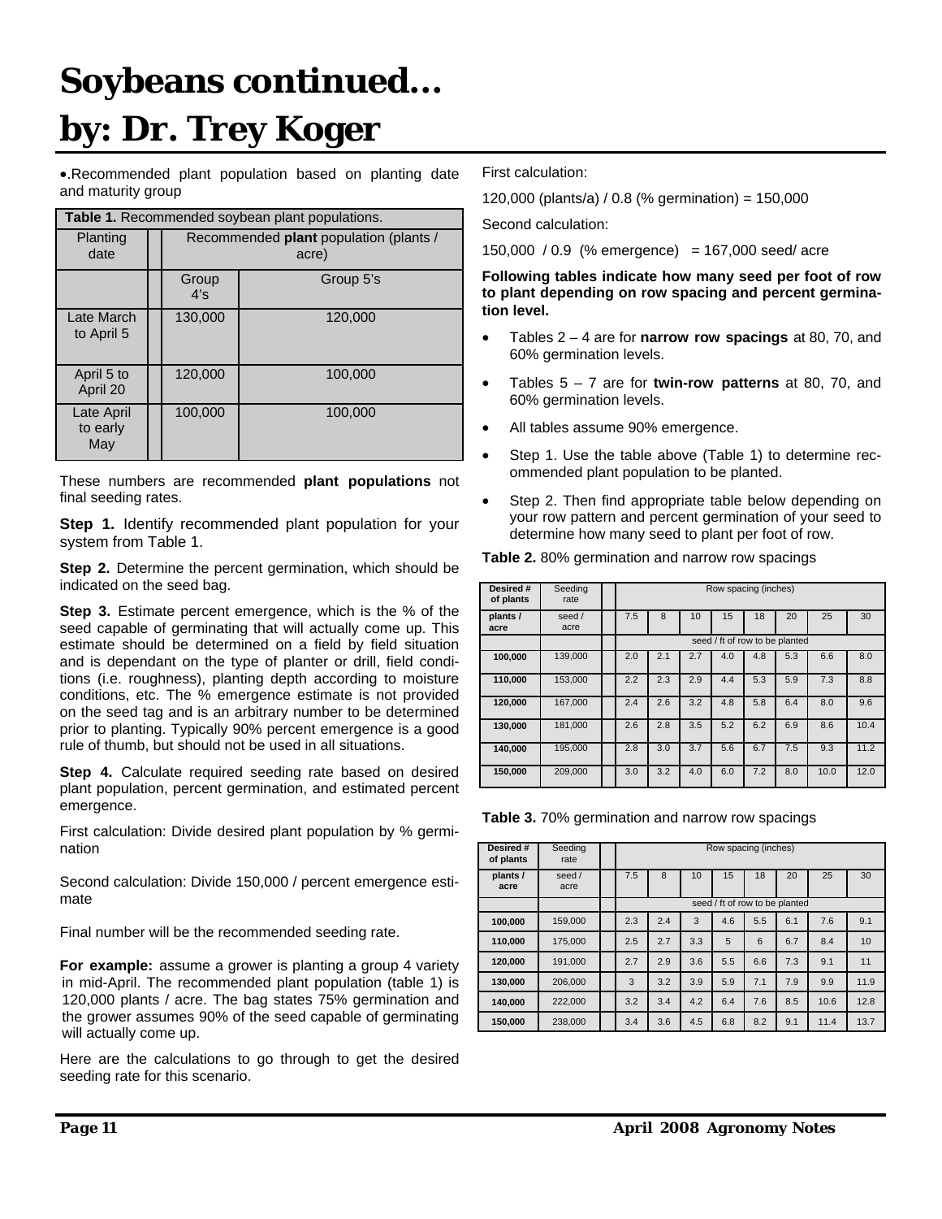# Soybeans continued… by: Dr. Trey Koger

- Recommended plant population based on planting date and maturity group

**Table 1.** Recommended soybean plant populations.

| Planting date | Recommended **plant** population (plants / acre) | |
|---|---|---|
| | Group 4's | Group 5's |
| Late March to April 5 | 130,000 | 120,000 |
| April 5 to April 20 | 120,000 | 100,000 |
| Late April to early May | 100,000 | 100,000 |

These numbers are recommended **plant populations** not final seeding rates.

**Step 1.** Identify recommended plant population for your system from Table 1.

**Step 2.** Determine the percent germination, which should be indicated on the seed bag.

**Step 3.** Estimate percent emergence, which is the % of the seed capable of germinating that will actually come up. This estimate should be determined on a field by field situation and is dependant on the type of planter or drill, field conditions (i.e. roughness), planting depth according to moisture conditions, etc. The % emergence estimate is not provided on the seed tag and is an arbitrary number to be determined prior to planting. Typically 90% percent emergence is a good rule of thumb, but should not be used in all situations.

**Step 4.** Calculate required seeding rate based on desired plant population, percent germination, and estimated percent emergence.

First calculation: Divide desired plant population by % germination

Second calculation: Divide 150,000 / percent emergence estimate

Final number will be the recommended seeding rate.

**For example:** assume a grower is planting a group 4 variety in mid-April. The recommended plant population (table 1) is 120,000 plants / acre. The bag states 75% germination and the grower assumes 90% of the seed capable of germinating will actually come up.

Here are the calculations to go through to get the desired seeding rate for this scenario.

First calculation:

120,000 (plants/a) / 0.8 (% germination) = 150,000

Second calculation:

150,000 / 0.9 (% emergence) = 167,000 seed/ acre

**Following tables indicate how many seed per foot of row to plant depending on row spacing and percent germination level.**

- Tables 2 – 4 are for **narrow row spacings** at 80, 70, and 60% germination levels.
- Tables 5 – 7 are for **twin-row patterns** at 80, 70, and 60% germination levels.
- All tables assume 90% emergence.
- Step 1. Use the table above (Table 1) to determine recommended plant population to be planted.
- Step 2. Then find appropriate table below depending on your row pattern and percent germination of your seed to determine how many seed to plant per foot of row.

**Table 2.** 80% germination and narrow row spacings

| Desired # of plants | Seeding rate | Row spacing (inches) | | | | | | | |
|---|---|---|---|---|---|---|---|---|---|
| plants / acre | seed / acre | 7.5 | 8 | 10 | 15 | 18 | 20 | 25 | 30 |
| | | seed / ft of row to be planted | | | | | | | |
| **100,000** | 139,000 | 2.0 | 2.1 | 2.7 | 4.0 | 4.8 | 5.3 | 6.6 | 8.0 |
| **110,000** | 153,000 | 2.2 | 2.3 | 2.9 | 4.4 | 5.3 | 5.9 | 7.3 | 8.8 |
| **120,000** | 167,000 | 2.4 | 2.6 | 3.2 | 4.8 | 5.8 | 6.4 | 8.0 | 9.6 |
| **130,000** | 181,000 | 2.6 | 2.8 | 3.5 | 5.2 | 6.2 | 6.9 | 8.6 | 10.4 |
| **140,000** | 195,000 | 2.8 | 3.0 | 3.7 | 5.6 | 6.7 | 7.5 | 9.3 | 11.2 |
| **150,000** | 209,000 | 3.0 | 3.2 | 4.0 | 6.0 | 7.2 | 8.0 | 10.0 | 12.0 |

**Table 3.** 70% germination and narrow row spacings

| Desired # of plants | Seeding rate | Row spacing (inches) | | | | | | | |
|---|---|---|---|---|---|---|---|---|---|
| plants / acre | seed / acre | 7.5 | 8 | 10 | 15 | 18 | 20 | 25 | 30 |
| | | seed / ft of row to be planted | | | | | | | |
| **100,000** | 159,000 | 2.3 | 2.4 | 3 | 4.6 | 5.5 | 6.1 | 7.6 | 9.1 |
| **110,000** | 175,000 | 2.5 | 2.7 | 3.3 | 5 | 6 | 6.7 | 8.4 | 10 |
| **120,000** | 191,000 | 2.7 | 2.9 | 3.6 | 5.5 | 6.6 | 7.3 | 9.1 | 11 |
| **130,000** | 206,000 | 3 | 3.2 | 3.9 | 5.9 | 7.1 | 7.9 | 9.9 | 11.9 |
| **140,000** | 222,000 | 3.2 | 3.4 | 4.2 | 6.4 | 7.6 | 8.5 | 10.6 | 12.8 |
| **150,000** | 238,000 | 3.4 | 3.6 | 4.5 | 6.8 | 8.2 | 9.1 | 11.4 | 13.7 |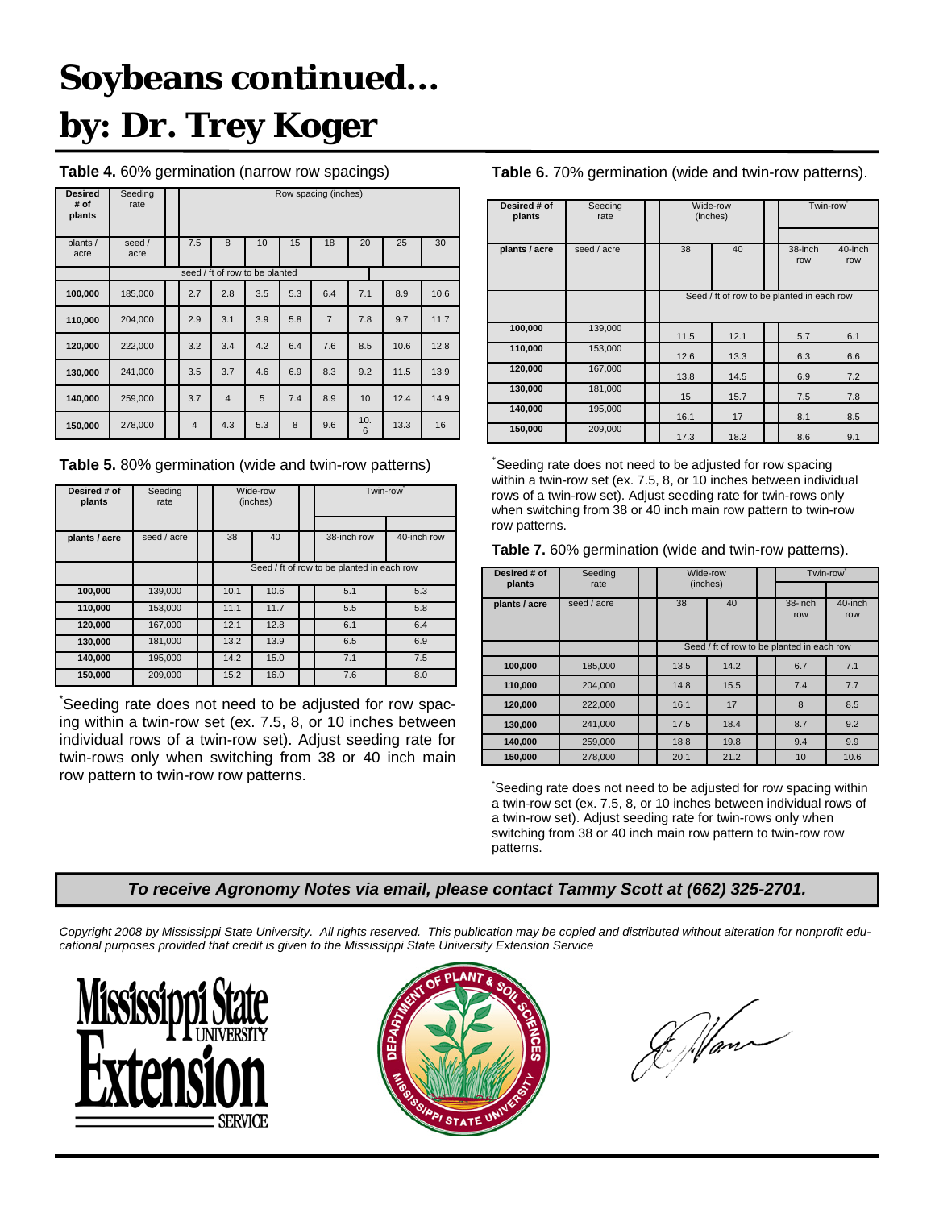# Soybeans continued... by: Dr. Trey Koger

**Table 4.** 60% germination (narrow row spacings)

| Desired # of plants | Seeding rate | Row spacing (inches) | | | | | | | |
|---|---|---|---|---|---|---|---|---|---|
| plants / acre | seed / acre | 7.5 | 8 | 10 | 15 | 18 | 20 | 25 | 30 |
| | | seed / ft of row to be planted | | | | | | | |
| 100,000 | 185,000 | 2.7 | 2.8 | 3.5 | 5.3 | 6.4 | 7.1 | 8.9 | 10.6 |
| 110,000 | 204,000 | 2.9 | 3.1 | 3.9 | 5.8 | 7 | 7.8 | 9.7 | 11.7 |
| 120,000 | 222,000 | 3.2 | 3.4 | 4.2 | 6.4 | 7.6 | 8.5 | 10.6 | 12.8 |
| 130,000 | 241,000 | 3.5 | 3.7 | 4.6 | 6.9 | 8.3 | 9.2 | 11.5 | 13.9 |
| 140,000 | 259,000 | 3.7 | 4 | 5 | 7.4 | 8.9 | 10 | 12.4 | 14.9 |
| 150,000 | 278,000 | 4 | 4.3 | 5.3 | 8 | 9.6 | 10.6 | 13.3 | 16 |

**Table 5.** 80% germination (wide and twin-row patterns)

| Desired # of plants | Seeding rate | Wide-row (inches) | | Twin-row* | |
|---|---|---|---|---|---|
| plants / acre | seed / acre | 38 | 40 | 38-inch row | 40-inch row |
| | | Seed / ft of row to be planted in each row | | | |
| 100,000 | 139,000 | 10.1 | 10.6 | 5.1 | 5.3 |
| 110,000 | 153,000 | 11.1 | 11.7 | 5.5 | 5.8 |
| 120,000 | 167,000 | 12.1 | 12.8 | 6.1 | 6.4 |
| 130,000 | 181,000 | 13.2 | 13.9 | 6.5 | 6.9 |
| 140,000 | 195,000 | 14.2 | 15.0 | 7.1 | 7.5 |
| 150,000 | 209,000 | 15.2 | 16.0 | 7.6 | 8.0 |

*Seeding rate does not need to be adjusted for row spacing within a twin-row set (ex. 7.5, 8, or 10 inches between individual rows of a twin-row set). Adjust seeding rate for twin-rows only when switching from 38 or 40 inch main row pattern to twin-row row patterns.

**Table 6.** 70% germination (wide and twin-row patterns).

| Desired # of plants | Seeding rate | Wide-row (inches) | | Twin-row* | |
|---|---|---|---|---|---|
| plants / acre | seed / acre | 38 | 40 | 38-inch row | 40-inch row |
| | | Seed / ft of row to be planted in each row | | | |
| 100,000 | 139,000 | 11.5 | 12.1 | 5.7 | 6.1 |
| 110,000 | 153,000 | 12.6 | 13.3 | 6.3 | 6.6 |
| 120,000 | 167,000 | 13.8 | 14.5 | 6.9 | 7.2 |
| 130,000 | 181,000 | 15 | 15.7 | 7.5 | 7.8 |
| 140,000 | 195,000 | 16.1 | 17 | 8.1 | 8.5 |
| 150,000 | 209,000 | 17.3 | 18.2 | 8.6 | 9.1 |

*Seeding rate does not need to be adjusted for row spacing within a twin-row set (ex. 7.5, 8, or 10 inches between individual rows of a twin-row set). Adjust seeding rate for twin-rows only when switching from 38 or 40 inch main row pattern to twin-row row patterns.

**Table 7.** 60% germination (wide and twin-row patterns).

| Desired # of plants | Seeding rate | Wide-row (inches) | | Twin-row* | |
|---|---|---|---|---|---|
| plants / acre | seed / acre | 38 | 40 | 38-inch row | 40-inch row |
| | | Seed / ft of row to be planted in each row | | | |
| 100,000 | 185,000 | 13.5 | 14.2 | 6.7 | 7.1 |
| 110,000 | 204,000 | 14.8 | 15.5 | 7.4 | 7.7 |
| 120,000 | 222,000 | 16.1 | 17 | 8 | 8.5 |
| 130,000 | 241,000 | 17.5 | 18.4 | 8.7 | 9.2 |
| 140,000 | 259,000 | 18.8 | 19.8 | 9.4 | 9.9 |
| 150,000 | 278,000 | 20.1 | 21.2 | 10 | 10.6 |

*Seeding rate does not need to be adjusted for row spacing within a twin-row set (ex. 7.5, 8, or 10 inches between individual rows of a twin-row set). Adjust seeding rate for twin-rows only when switching from 38 or 40 inch main row pattern to twin-row row patterns.

***To receive Agronomy Notes via email, please contact Tammy Scott at (662) 325-2701.***

*Copyright 2008 by Mississippi State University. All rights reserved. This publication may be copied and distributed without alteration for nonprofit educational purposes provided that credit is given to the Mississippi State University Extension Service*